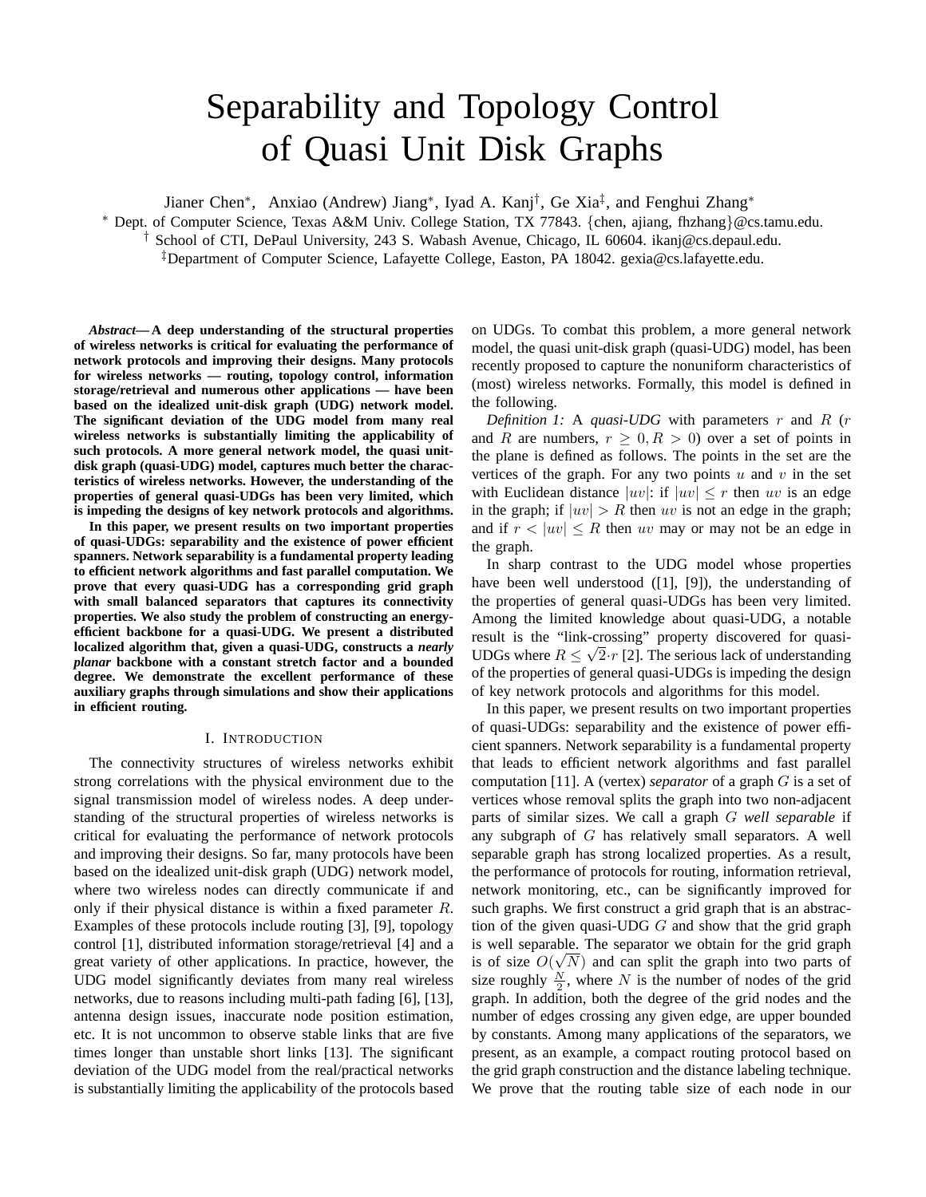# Separability and Topology Control of Quasi Unit Disk Graphs

Jianer Chen*, Anxiao (Andrew) Jiang*, Iyad A. Kanj†, Ge Xia‡, and Fenghui Zhang*

* Dept. of Computer Science, Texas A&M Univ. College Station, TX 77843. {chen, ajiang, fhzhang}@cs.tamu.edu.

† School of CTI, DePaul University, 243 S. Wabash Avenue, Chicago, IL 60604. ikanj@cs.depaul.edu.

‡ Department of Computer Science, Lafayette College, Easton, PA 18042. gexia@cs.lafayette.edu.

***Abstract*— A deep understanding of the structural properties of wireless networks is critical for evaluating the performance of network protocols and improving their designs. Many protocols for wireless networks — routing, topology control, information storage/retrieval and numerous other applications — have been based on the idealized unit-disk graph (UDG) network model. The significant deviation of the UDG model from many real wireless networks is substantially limiting the applicability of such protocols. A more general network model, the quasi unit-disk graph (quasi-UDG) model, captures much better the characteristics of wireless networks. However, the understanding of the properties of general quasi-UDGs has been very limited, which is impeding the designs of key network protocols and algorithms.**

**In this paper, we present results on two important properties of quasi-UDGs: separability and the existence of power efficient spanners. Network separability is a fundamental property leading to efficient network algorithms and fast parallel computation. We prove that every quasi-UDG has a corresponding grid graph with small balanced separators that captures its connectivity properties. We also study the problem of constructing an energy-efficient backbone for a quasi-UDG. We present a distributed localized algorithm that, given a quasi-UDG, constructs a *nearly planar* backbone with a constant stretch factor and a bounded degree. We demonstrate the excellent performance of these auxiliary graphs through simulations and show their applications in efficient routing.**

## I. Introduction

The connectivity structures of wireless networks exhibit strong correlations with the physical environment due to the signal transmission model of wireless nodes. A deep understanding of the structural properties of wireless networks is critical for evaluating the performance of network protocols and improving their designs. So far, many protocols have been based on the idealized unit-disk graph (UDG) network model, where two wireless nodes can directly communicate if and only if their physical distance is within a fixed parameter $R$. Examples of these protocols include routing [3], [9], topology control [1], distributed information storage/retrieval [4] and a great variety of other applications. In practice, however, the UDG model significantly deviates from many real wireless networks, due to reasons including multi-path fading [6], [13], antenna design issues, inaccurate node position estimation, etc. It is not uncommon to observe stable links that are five times longer than unstable short links [13]. The significant deviation of the UDG model from the real/practical networks is substantially limiting the applicability of the protocols based on UDGs. To combat this problem, a more general network model, the quasi unit-disk graph (quasi-UDG) model, has been recently proposed to capture the nonuniform characteristics of (most) wireless networks. Formally, this model is defined in the following.

*Definition 1:* A *quasi-UDG* with parameters $r$ and $R$ ($r$ and $R$ are numbers, $r \geq 0, R > 0$) over a set of points in the plane is defined as follows. The points in the set are the vertices of the graph. For any two points $u$ and $v$ in the set with Euclidean distance $|uv|$: if $|uv| \leq r$ then $uv$ is an edge in the graph; if $|uv| > R$ then $uv$ is not an edge in the graph; and if $r < |uv| \leq R$ then $uv$ may or may not be an edge in the graph.

In sharp contrast to the UDG model whose properties have been well understood ([1], [9]), the understanding of the properties of general quasi-UDGs has been very limited. Among the limited knowledge about quasi-UDG, a notable result is the "link-crossing" property discovered for quasi-UDGs where $R \leq \sqrt{2} \cdot r$ [2]. The serious lack of understanding of the properties of general quasi-UDGs is impeding the design of key network protocols and algorithms for this model.

In this paper, we present results on two important properties of quasi-UDGs: separability and the existence of power efficient spanners. Network separability is a fundamental property that leads to efficient network algorithms and fast parallel computation [11]. A (vertex) *separator* of a graph $G$ is a set of vertices whose removal splits the graph into two non-adjacent parts of similar sizes. We call a graph $G$ *well separable* if any subgraph of $G$ has relatively small separators. A well separable graph has strong localized properties. As a result, the performance of protocols for routing, information retrieval, network monitoring, etc., can be significantly improved for such graphs. We first construct a grid graph that is an abstraction of the given quasi-UDG $G$ and show that the grid graph is well separable. The separator we obtain for the grid graph is of size $O(\sqrt{N})$ and can split the graph into two parts of size roughly $\frac{N}{2}$, where $N$ is the number of nodes of the grid graph. In addition, both the degree of the grid nodes and the number of edges crossing any given edge, are upper bounded by constants. Among many applications of the separators, we present, as an example, a compact routing protocol based on the grid graph construction and the distance labeling technique. We prove that the routing table size of each node in our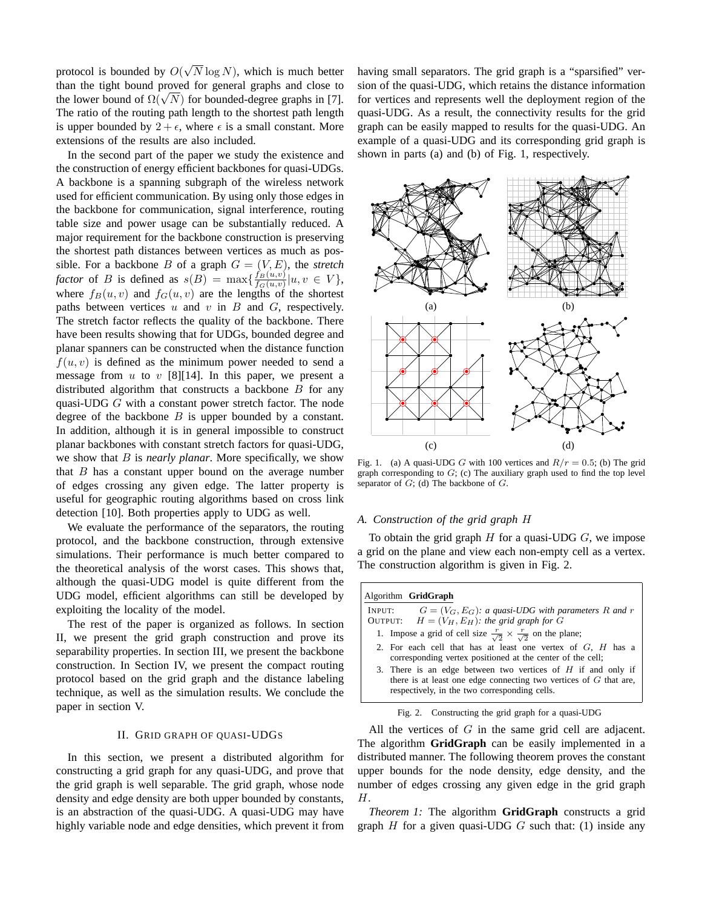protocol is bounded by $O(\sqrt{N}\log N)$, which is much better than the tight bound proved for general graphs and close to the lower bound of $\Omega(\sqrt{N})$ for bounded-degree graphs in [7]. The ratio of the routing path length to the shortest path length is upper bounded by $2+\epsilon$, where $\epsilon$ is a small constant. More extensions of the results are also included.

In the second part of the paper we study the existence and the construction of energy efficient backbones for quasi-UDGs. A backbone is a spanning subgraph of the wireless network used for efficient communication. By using only those edges in the backbone for communication, signal interference, routing table size and power usage can be substantially reduced. A major requirement for the backbone construction is preserving the shortest path distances between vertices as much as possible. For a backbone $B$ of a graph $G=(V,E)$, the *stretch factor* of $B$ is defined as $s(B)=\max\{\frac{f_B(u,v)}{f_G(u,v)}|u,v\in V\}$, where $f_B(u,v)$ and $f_G(u,v)$ are the lengths of the shortest paths between vertices $u$ and $v$ in $B$ and $G$, respectively. The stretch factor reflects the quality of the backbone. There have been results showing that for UDGs, bounded degree and planar spanners can be constructed when the distance function $f(u,v)$ is defined as the minimum power needed to send a message from $u$ to $v$ [8][14]. In this paper, we present a distributed algorithm that constructs a backbone $B$ for any quasi-UDG $G$ with a constant power stretch factor. The node degree of the backbone $B$ is upper bounded by a constant. In addition, although it is in general impossible to construct planar backbones with constant stretch factors for quasi-UDG, we show that $B$ is *nearly planar*. More specifically, we show that $B$ has a constant upper bound on the average number of edges crossing any given edge. The latter property is useful for geographic routing algorithms based on cross link detection [10]. Both properties apply to UDG as well.

We evaluate the performance of the separators, the routing protocol, and the backbone construction, through extensive simulations. Their performance is much better compared to the theoretical analysis of the worst cases. This shows that, although the quasi-UDG model is quite different from the UDG model, efficient algorithms can still be developed by exploiting the locality of the model.

The rest of the paper is organized as follows. In section II, we present the grid graph construction and prove its separability properties. In section III, we present the backbone construction. In Section IV, we present the compact routing protocol based on the grid graph and the distance labeling technique, as well as the simulation results. We conclude the paper in section V.

## II. Grid Graph of Quasi-UDGs

In this section, we present a distributed algorithm for constructing a grid graph for any quasi-UDG, and prove that the grid graph is well separable. The grid graph, whose node density and edge density are both upper bounded by constants, is an abstraction of the quasi-UDG. A quasi-UDG may have highly variable node and edge densities, which prevent it from having small separators. The grid graph is a "sparsified" version of the quasi-UDG, which retains the distance information for vertices and represents well the deployment region of the quasi-UDG. As a result, the connectivity results for the grid graph can be easily mapped to results for the quasi-UDG. An example of a quasi-UDG and its corresponding grid graph is shown in parts (a) and (b) of Fig. 1, respectively.

Fig. 1. (a) A quasi-UDG $G$ with 100 vertices and $R/r=0.5$; (b) The grid graph corresponding to $G$; (c) The auxiliary graph used to find the top level separator of $G$; (d) The backbone of $G$.

### A. Construction of the grid graph $H$

To obtain the grid graph $H$ for a quasi-UDG $G$, we impose a grid on the plane and view each non-empty cell as a vertex. The construction algorithm is given in Fig. 2.

```
Algorithm GridGraph
INPUT:  G = (V_G, E_G): a quasi-UDG with parameters R and r
OUTPUT: H = (V_H, E_H): the grid graph for G
  1. Impose a grid of cell size r/√2 × r/√2 on the plane;
  2. For each cell that has at least one vertex of G, H has a
     corresponding vertex positioned at the center of the cell;
  3. There is an edge between two vertices of H if and only if
     there is at least one edge connecting two vertices of G that are,
     respectively, in the two corresponding cells.
```

Fig. 2. Constructing the grid graph for a quasi-UDG

All the vertices of $G$ in the same grid cell are adjacent. The algorithm **GridGraph** can be easily implemented in a distributed manner. The following theorem proves the constant upper bounds for the node density, edge density, and the number of edges crossing any given edge in the grid graph $H$.

*Theorem 1:* The algorithm **GridGraph** constructs a grid graph $H$ for a given quasi-UDG $G$ such that: (1) inside any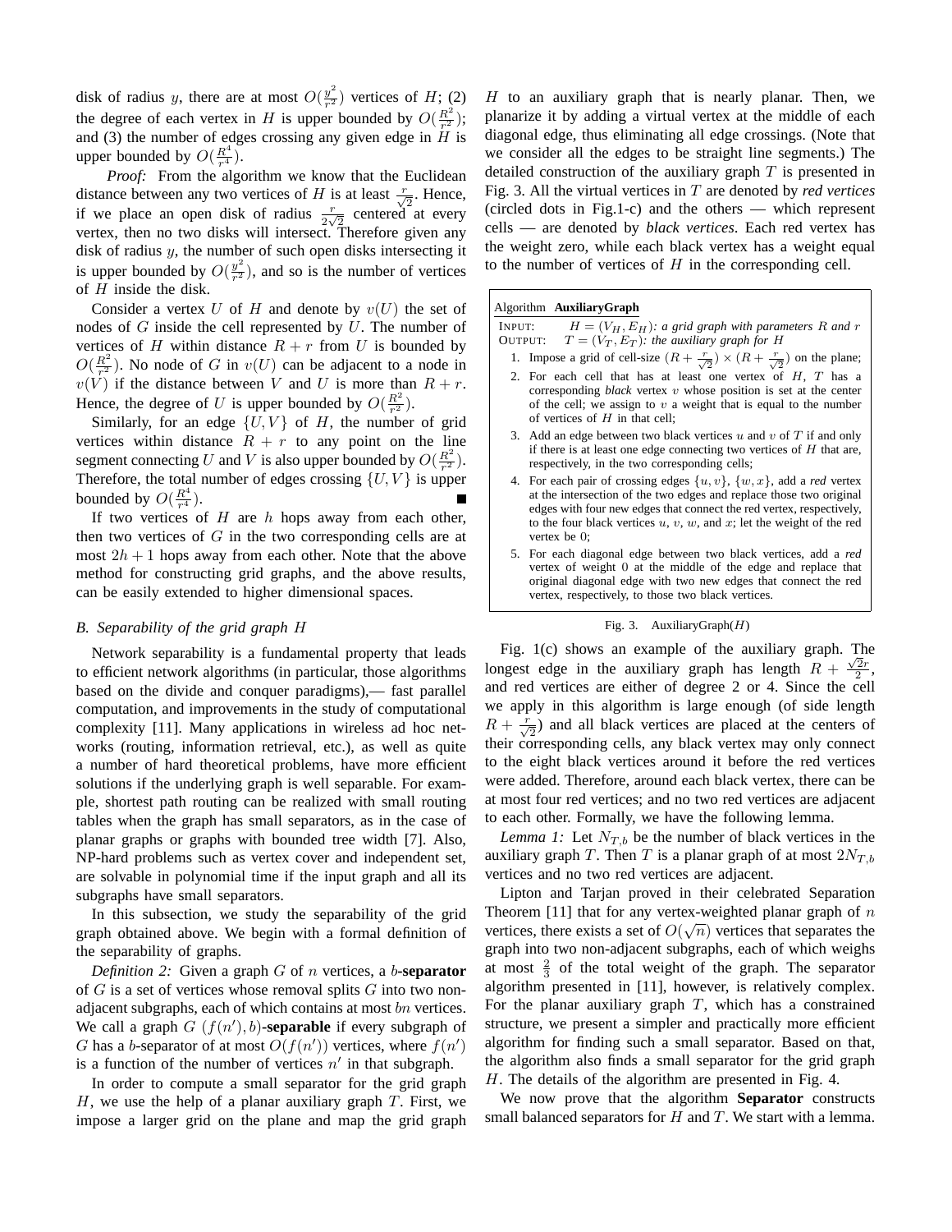disk of radius $y$, there are at most $O(\frac{y^2}{r^2})$ vertices of $H$; (2) the degree of each vertex in $H$ is upper bounded by $O(\frac{R^2}{r^2})$; and (3) the number of edges crossing any given edge in $H$ is upper bounded by $O(\frac{R^4}{r^4})$.

*Proof:* From the algorithm we know that the Euclidean distance between any two vertices of $H$ is at least $\frac{r}{\sqrt{2}}$. Hence, if we place an open disk of radius $\frac{r}{2\sqrt{2}}$ centered at every vertex, then no two disks will intersect. Therefore given any disk of radius $y$, the number of such open disks intersecting it is upper bounded by $O(\frac{y^2}{r^2})$, and so is the number of vertices of $H$ inside the disk.

Consider a vertex $U$ of $H$ and denote by $v(U)$ the set of nodes of $G$ inside the cell represented by $U$. The number of vertices of $H$ within distance $R+r$ from $U$ is bounded by $O(\frac{R^2}{r^2})$. No node of $G$ in $v(U)$ can be adjacent to a node in $v(V)$ if the distance between $V$ and $U$ is more than $R+r$. Hence, the degree of $U$ is upper bounded by $O(\frac{R^2}{r^2})$.

Similarly, for an edge $\{U, V\}$ of $H$, the number of grid vertices within distance $R+r$ to any point on the line segment connecting $U$ and $V$ is also upper bounded by $O(\frac{R^2}{r^2})$. Therefore, the total number of edges crossing $\{U, V\}$ is upper bounded by $O(\frac{R^4}{r^4})$. ∎

If two vertices of $H$ are $h$ hops away from each other, then two vertices of $G$ in the two corresponding cells are at most $2h+1$ hops away from each other. Note that the above method for constructing grid graphs, and the above results, can be easily extended to higher dimensional spaces.

### B. Separability of the grid graph $H$

Network separability is a fundamental property that leads to efficient network algorithms (in particular, those algorithms based on the divide and conquer paradigms),— fast parallel computation, and improvements in the study of computational complexity [11]. Many applications in wireless ad hoc networks (routing, information retrieval, etc.), as well as quite a number of hard theoretical problems, have more efficient solutions if the underlying graph is well separable. For example, shortest path routing can be realized with small routing tables when the graph has small separators, as in the case of planar graphs or graphs with bounded tree width [7]. Also, NP-hard problems such as vertex cover and independent set, are solvable in polynomial time if the input graph and all its subgraphs have small separators.

In this subsection, we study the separability of the grid graph obtained above. We begin with a formal definition of the separability of graphs.

*Definition 2:* Given a graph $G$ of $n$ vertices, a $b$-**separator** of $G$ is a set of vertices whose removal splits $G$ into two non-adjacent subgraphs, each of which contains at most $bn$ vertices. We call a graph $G$ $(f(n'), b)$-**separable** if every subgraph of $G$ has a $b$-separator of at most $O(f(n'))$ vertices, where $f(n')$ is a function of the number of vertices $n'$ in that subgraph.

In order to compute a small separator for the grid graph $H$, we use the help of a planar auxiliary graph $T$. First, we impose a larger grid on the plane and map the grid graph $H$ to an auxiliary graph that is nearly planar. Then, we planarize it by adding a virtual vertex at the middle of each diagonal edge, thus eliminating all edge crossings. (Note that we consider all the edges to be straight line segments.) The detailed construction of the auxiliary graph $T$ is presented in Fig. 3. All the virtual vertices in $T$ are denoted by *red vertices* (circled dots in Fig.1-c) and the others — which represent cells — are denoted by *black vertices*. Each red vertex has the weight zero, while each black vertex has a weight equal to the number of vertices of $H$ in the corresponding cell.

```
Algorithm AuxiliaryGraph
INPUT:  H = (V_H, E_H): a grid graph with parameters R and r
OUTPUT: T = (V_T, E_T): the auxiliary graph for H
 1. Impose a grid of cell-size (R + r/√2) × (R + r/√2) on the plane;
 2. For each cell that has at least one vertex of H, T has a
    corresponding black vertex v whose position is set at the center
    of the cell; we assign to v a weight that is equal to the number
    of vertices of H in that cell;
 3. Add an edge between two black vertices u and v of T if and only
    if there is at least one edge connecting two vertices of H that are,
    respectively, in the two corresponding cells;
 4. For each pair of crossing edges {u, v}, {w, x}, add a red vertex
    at the intersection of the two edges and replace those two original
    edges with four new edges that connect the red vertex, respectively,
    to the four black vertices u, v, w, and x; let the weight of the red
    vertex be 0;
 5. For each diagonal edge between two black vertices, add a red
    vertex of weight 0 at the middle of the edge and replace that
    original diagonal edge with two new edges that connect the red
    vertex, respectively, to those two black vertices.
```

Fig. 3. AuxiliaryGraph($H$)

Fig. 1(c) shows an example of the auxiliary graph. The longest edge in the auxiliary graph has length $R + \frac{\sqrt{2}r}{2}$, and red vertices are either of degree 2 or 4. Since the cell we apply in this algorithm is large enough (of side length $R + \frac{r}{\sqrt{2}}$) and all black vertices are placed at the centers of their corresponding cells, any black vertex may only connect to the eight black vertices around it before the red vertices were added. Therefore, around each black vertex, there can be at most four red vertices; and no two red vertices are adjacent to each other. Formally, we have the following lemma.

*Lemma 1:* Let $N_{T,b}$ be the number of black vertices in the auxiliary graph $T$. Then $T$ is a planar graph of at most $2N_{T,b}$ vertices and no two red vertices are adjacent.

Lipton and Tarjan proved in their celebrated Separation Theorem [11] that for any vertex-weighted planar graph of $n$ vertices, there exists a set of $O(\sqrt{n})$ vertices that separates the graph into two non-adjacent subgraphs, each of which weighs at most $\frac{2}{3}$ of the total weight of the graph. The separator algorithm presented in [11], however, is relatively complex. For the planar auxiliary graph $T$, which has a constrained structure, we present a simpler and practically more efficient algorithm for finding such a small separator. Based on that, the algorithm also finds a small separator for the grid graph $H$. The details of the algorithm are presented in Fig. 4.

We now prove that the algorithm **Separator** constructs small balanced separators for $H$ and $T$. We start with a lemma.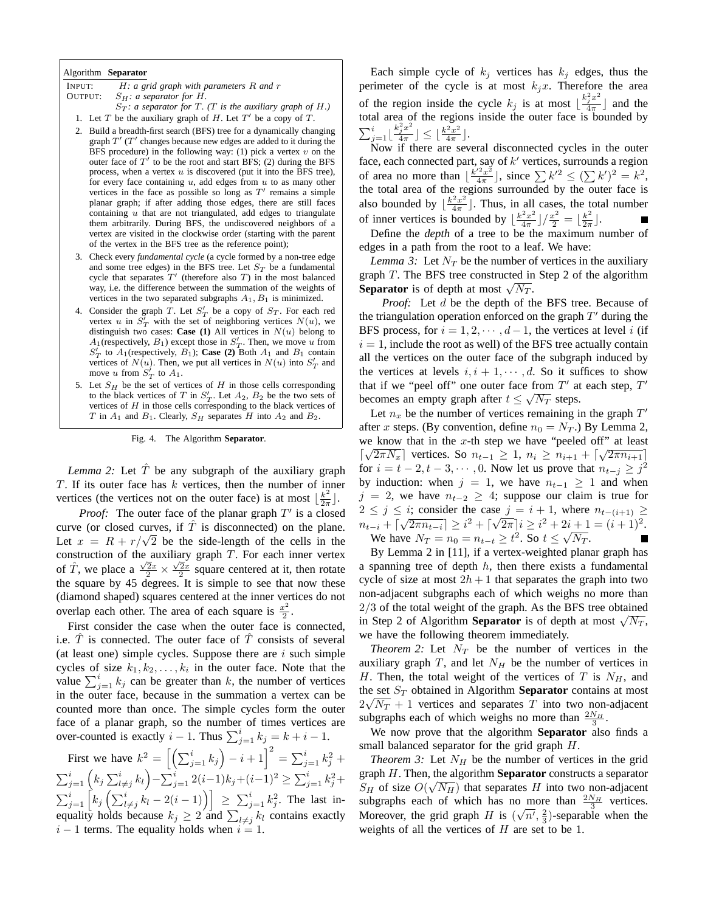**Algorithm Separator**

INPUT: $H$: a grid graph with parameters $R$ and $r$
OUTPUT: $S_H$: a separator for $H$.
$S_T$: a separator for $T$. ($T$ is the auxiliary graph of $H$.)

1. Let $T$ be the auxiliary graph of $H$. Let $T'$ be a copy of $T$.
2. Build a breadth-first search (BFS) tree for a dynamically changing graph $T'$ ($T'$ changes because new edges are added to it during the BFS procedure) in the following way: (1) pick a vertex $v$ on the outer face of $T'$ to be the root and start BFS; (2) during the BFS process, when a vertex $u$ is discovered (put it into the BFS tree), for every face containing $u$, add edges from $u$ to as many other vertices in the face as possible so long as $T'$ remains a simple planar graph; if after adding those edges, there are still faces containing $u$ that are not triangulated, add edges to triangulate them arbitrarily. During BFS, the undiscovered neighbors of a vertex are visited in the clockwise order (starting with the parent of the vertex in the BFS tree as the reference point);
3. Check every *fundamental cycle* (a cycle formed by a non-tree edge and some tree edges) in the BFS tree. Let $S_T$ be a fundamental cycle that separates $T'$ (therefore also $T$) in the most balanced way, i.e. the difference between the summation of the weights of vertices in the two separated subgraphs $A_1, B_1$ is minimized.
4. Consider the graph $T$. Let $S'_T$ be a copy of $S_T$. For each red vertex $u$ in $S'_T$ with the set of neighboring vertices $N(u)$, we distinguish two cases: **Case (1)** All vertices in $N(u)$ belong to $A_1$(respectively, $B_1$) except those in $S'_T$. Then, we move $u$ from $S'_T$ to $A_1$(respectively, $B_1$); **Case (2)** Both $A_1$ and $B_1$ contain vertices of $N(u)$. Then, we put all vertices in $N(u)$ into $S'_T$ and move $u$ from $S'_T$ to $A_1$.
5. Let $S_H$ be the set of vertices of $H$ in those cells corresponding to the black vertices of $T$ in $S'_T$. Let $A_2$, $B_2$ be the two sets of vertices of $H$ in those cells corresponding to the black vertices of $T$ in $A_1$ and $B_1$. Clearly, $S_H$ separates $H$ into $A_2$ and $B_2$.

Fig. 4. The Algorithm **Separator**.

*Lemma 2:* Let $\hat{T}$ be any subgraph of the auxiliary graph $T$. If its outer face has $k$ vertices, then the number of inner vertices (the vertices not on the outer face) is at most $\lfloor \frac{k^2}{2\pi} \rfloor$.

*Proof:* The outer face of the planar graph $T'$ is a closed curve (or closed curves, if $\hat{T}$ is disconnected) on the plane. Let $x = R + r/\sqrt{2}$ be the side-length of the cells in the construction of the auxiliary graph $T$. For each inner vertex of $\hat{T}$, we place a $\frac{\sqrt{2}x}{2} \times \frac{\sqrt{2}x}{2}$ square centered at it, then rotate the square by 45 degrees. It is simple to see that now these (diamond shaped) squares centered at the inner vertices do not overlap each other. The area of each square is $\frac{x^2}{2}$.

First consider the case when the outer face is connected, i.e. $\hat{T}$ is connected. The outer face of $\hat{T}$ consists of several (at least one) simple cycles. Suppose there are $i$ such simple cycles of size $k_1, k_2, \ldots, k_i$ in the outer face. Note that the value $\sum_{j=1}^{i} k_j$ can be greater than $k$, the number of vertices in the outer face, because in the summation a vertex can be counted more than once. The simple cycles form the outer face of a planar graph, so the number of times vertices are over-counted is exactly $i-1$. Thus $\sum_{j=1}^{i} k_j = k + i - 1$.

First we have $k^2 = \left[\left(\sum_{j=1}^{i} k_j\right) - i + 1\right]^2 = \sum_{j=1}^{i} k_j^2 + \sum_{j=1}^{i}\left(k_j \sum_{l\neq j}^{i} k_l\right) - \sum_{j=1}^{i} 2(i-1)k_j + (i-1)^2 \geq \sum_{j=1}^{i} k_j^2 + \sum_{j=1}^{i}\left[k_j\left(\sum_{l\neq j}^{i} k_l - 2(i-1)\right)\right] \geq \sum_{j=1}^{i} k_j^2$. The last inequality holds because $k_j \geq 2$ and $\sum_{l\neq j} k_l$ contains exactly $i-1$ terms. The equality holds when $i = 1$.

Each simple cycle of $k_j$ vertices has $k_j$ edges, thus the perimeter of the cycle is at most $k_j x$. Therefore the area of the region inside the cycle $k_j$ is at most $\lfloor \frac{k_j^2 x^2}{4\pi} \rfloor$ and the total area of the regions inside the outer face is bounded by $\sum_{j=1}^{i} \lfloor \frac{k_j^2 x^2}{4\pi} \rfloor \leq \lfloor \frac{k^2 x^2}{4\pi} \rfloor$.

Now if there are several disconnected cycles in the outer face, each connected part, say of $k'$ vertices, surrounds a region of area no more than $\lfloor \frac{k'^2 x^2}{4\pi} \rfloor$, since $\sum k'^2 \leq (\sum k')^2 = k^2$, the total area of the regions surrounded by the outer face is also bounded by $\lfloor \frac{k^2 x^2}{4\pi} \rfloor$. Thus, in all cases, the total number of inner vertices is bounded by $\lfloor \frac{k^2 x^2}{4\pi} \rfloor / \frac{x^2}{2} = \lfloor \frac{k^2}{2\pi} \rfloor$. ∎

Define the *depth* of a tree to be the maximum number of edges in a path from the root to a leaf. We have:

*Lemma 3:* Let $N_T$ be the number of vertices in the auxiliary graph $T$. The BFS tree constructed in Step 2 of the algorithm **Separator** is of depth at most $\sqrt{N_T}$.

*Proof:* Let $d$ be the depth of the BFS tree. Because of the triangulation operation enforced on the graph $T'$ during the BFS process, for $i = 1, 2, \cdots, d-1$, the vertices at level $i$ (if $i = 1$, include the root as well) of the BFS tree actually contain all the vertices on the outer face of the subgraph induced by the vertices at levels $i, i+1, \cdots, d$. So it suffices to show that if we "peel off" one outer face from $T'$ at each step, $T'$ becomes an empty graph after $t \leq \sqrt{N_T}$ steps.

Let $n_x$ be the number of vertices remaining in the graph $T'$ after $x$ steps. (By convention, define $n_0 = N_T$.) By Lemma 2, we know that in the $x$-th step we have "peeled off" at least $\lceil \sqrt{2\pi N_x} \rceil$ vertices. So $n_{t-1} \geq 1$, $n_i \geq n_{i+1} + \lceil \sqrt{2\pi n_{i+1}} \rceil$ for $i = t-2, t-3, \cdots, 0$. Now let us prove that $n_{t-j} \geq j^2$ by induction: when $j = 1$, we have $n_{t-1} \geq 1$ and when $j = 2$, we have $n_{t-2} \geq 4$; suppose our claim is true for $2 \leq j \leq i$; consider the case $j = i+1$, where $n_{t-(i+1)} \geq n_{t-i} + \lceil \sqrt{2\pi n_{t-i}} \rceil \geq i^2 + \lceil \sqrt{2\pi} \rceil i \geq i^2 + 2i + 1 = (i+1)^2$. We have $N_T = n_0 = n_{t-t} \geq t^2$. So $t \leq \sqrt{N_T}$. ∎

By Lemma 2 in [11], if a vertex-weighted planar graph has a spanning tree of depth $h$, then there exists a fundamental cycle of size at most $2h+1$ that separates the graph into two non-adjacent subgraphs each of which weighs no more than $2/3$ of the total weight of the graph. As the BFS tree obtained in Step 2 of Algorithm **Separator** is of depth at most $\sqrt{N_T}$, we have the following theorem immediately.

*Theorem 2:* Let $N_T$ be the number of vertices in the auxiliary graph $T$, and let $N_H$ be the number of vertices in $H$. Then, the total weight of the vertices of $T$ is $N_H$, and the set $S_T$ obtained in Algorithm **Separator** contains at most $2\sqrt{N_T} + 1$ vertices and separates $T$ into two non-adjacent subgraphs each of which weighs no more than $\frac{2N_H}{3}$.

We now prove that the algorithm **Separator** also finds a small balanced separator for the grid graph $H$.

*Theorem 3:* Let $N_H$ be the number of vertices in the grid graph $H$. Then, the algorithm **Separator** constructs a separator $S_H$ of size $O(\sqrt{N_H})$ that separates $H$ into two non-adjacent subgraphs each of which has no more than $\frac{2N_H}{3}$ vertices. Moreover, the grid graph $H$ is $(\sqrt{n'}, \frac{2}{3})$-separable when the weights of all the vertices of $H$ are set to be 1.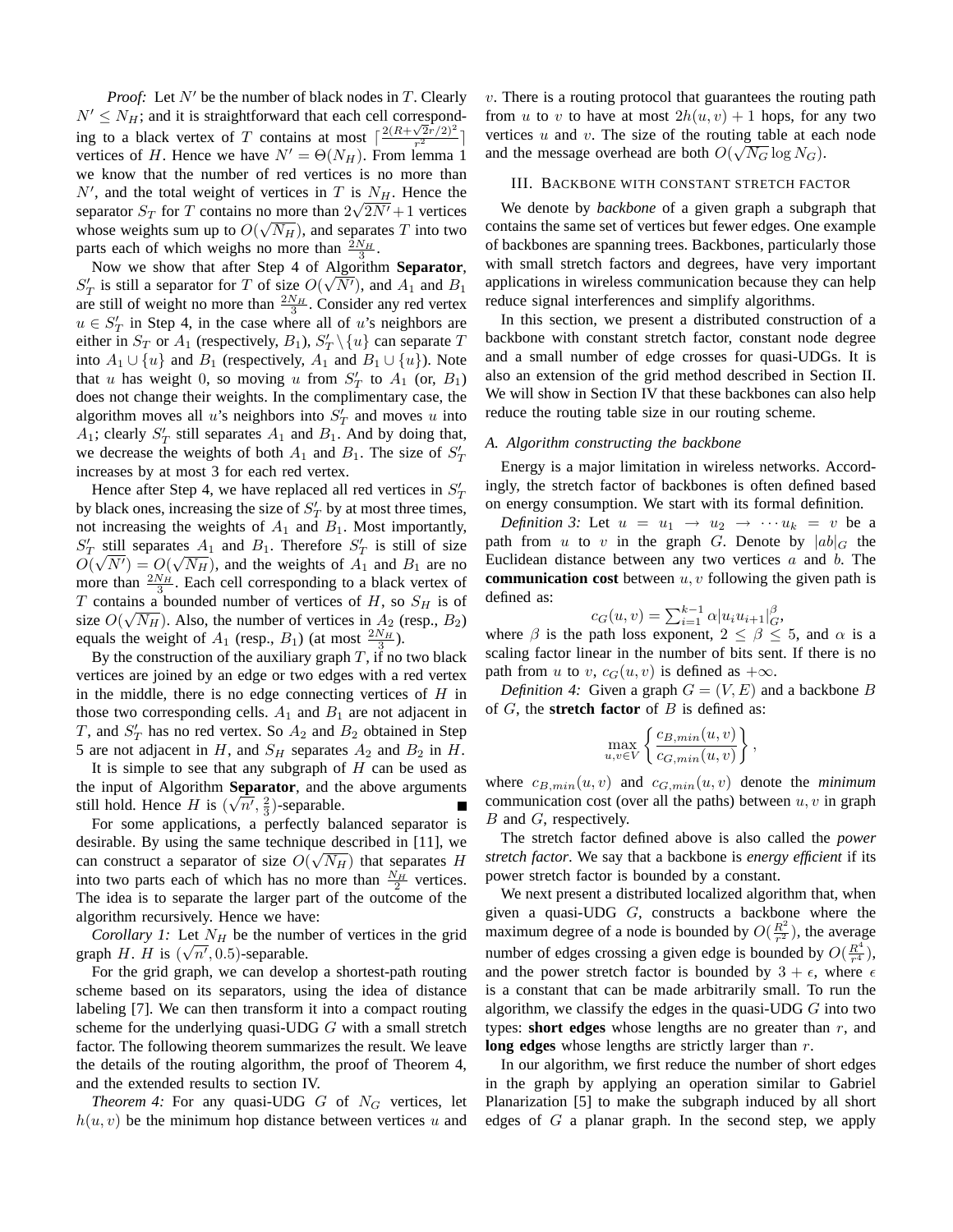*Proof:* Let $N'$ be the number of black nodes in $T$. Clearly $N' \leq N_H$; and it is straightforward that each cell corresponding to a black vertex of $T$ contains at most $\lceil \frac{2(R+\sqrt{2}r/2)^2}{r^2} \rceil$ vertices of $H$. Hence we have $N' = \Theta(N_H)$. From lemma 1 we know that the number of red vertices is no more than $N'$, and the total weight of vertices in $T$ is $N_H$. Hence the separator $S_T$ for $T$ contains no more than $2\sqrt{2N'}+1$ vertices whose weights sum up to $O(\sqrt{N_H})$, and separates $T$ into two parts each of which weighs no more than $\frac{2N_H}{3}$.

Now we show that after Step 4 of Algorithm **Separator**, $S'_T$ is still a separator for $T$ of size $O(\sqrt{N'})$, and $A_1$ and $B_1$ are still of weight no more than $\frac{2N_H}{3}$. Consider any red vertex $u \in S'_T$ in Step 4, in the case where all of $u$'s neighbors are either in $S_T$ or $A_1$ (respectively, $B_1$), $S'_T \setminus \{u\}$ can separate $T$ into $A_1 \cup \{u\}$ and $B_1$ (respectively, $A_1$ and $B_1 \cup \{u\}$). Note that $u$ has weight 0, so moving $u$ from $S'_T$ to $A_1$ (or, $B_1$) does not change their weights. In the complimentary case, the algorithm moves all $u$'s neighbors into $S'_T$ and moves $u$ into $A_1$; clearly $S'_T$ still separates $A_1$ and $B_1$. And by doing that, we decrease the weights of both $A_1$ and $B_1$. The size of $S'_T$ increases by at most 3 for each red vertex.

Hence after Step 4, we have replaced all red vertices in $S'_T$ by black ones, increasing the size of $S'_T$ by at most three times, not increasing the weights of $A_1$ and $B_1$. Most importantly, $S'_T$ still separates $A_1$ and $B_1$. Therefore $S'_T$ is still of size $O(\sqrt{N'}) = O(\sqrt{N_H})$, and the weights of $A_1$ and $B_1$ are no more than $\frac{2N_H}{3}$. Each cell corresponding to a black vertex of $T$ contains a bounded number of vertices of $H$, so $S_H$ is of size $O(\sqrt{N_H})$. Also, the number of vertices in $A_2$ (resp., $B_2$) equals the weight of $A_1$ (resp., $B_1$) (at most $\frac{2N_H}{3}$).

By the construction of the auxiliary graph $T$, if no two black vertices are joined by an edge or two edges with a red vertex in the middle, there is no edge connecting vertices of $H$ in those two corresponding cells. $A_1$ and $B_1$ are not adjacent in $T$, and $S'_T$ has no red vertex. So $A_2$ and $B_2$ obtained in Step 5 are not adjacent in $H$, and $S_H$ separates $A_2$ and $B_2$ in $H$.

It is simple to see that any subgraph of $H$ can be used as the input of Algorithm **Separator**, and the above arguments still hold. Hence $H$ is $(\sqrt{n'}, \frac{2}{3})$-separable. ∎

For some applications, a perfectly balanced separator is desirable. By using the same technique described in [11], we can construct a separator of size $O(\sqrt{N_H})$ that separates $H$ into two parts each of which has no more than $\frac{N_H}{2}$ vertices. The idea is to separate the larger part of the outcome of the algorithm recursively. Hence we have:

*Corollary 1:* Let $N_H$ be the number of vertices in the grid graph $H$. $H$ is $(\sqrt{n'}, 0.5)$-separable.

For the grid graph, we can develop a shortest-path routing scheme based on its separators, using the idea of distance labeling [7]. We can then transform it into a compact routing scheme for the underlying quasi-UDG $G$ with a small stretch factor. The following theorem summarizes the result. We leave the details of the routing algorithm, the proof of Theorem 4, and the extended results to section IV.

*Theorem 4:* For any quasi-UDG $G$ of $N_G$ vertices, let $h(u,v)$ be the minimum hop distance between vertices $u$ and $v$. There is a routing protocol that guarantees the routing path from $u$ to $v$ to have at most $2h(u,v)+1$ hops, for any two vertices $u$ and $v$. The size of the routing table at each node and the message overhead are both $O(\sqrt{N_G}\log N_G)$.

## III. Backbone with constant stretch factor

We denote by *backbone* of a given graph a subgraph that contains the same set of vertices but fewer edges. One example of backbones are spanning trees. Backbones, particularly those with small stretch factors and degrees, have very important applications in wireless communication because they can help reduce signal interferences and simplify algorithms.

In this section, we present a distributed construction of a backbone with constant stretch factor, constant node degree and a small number of edge crosses for quasi-UDGs. It is also an extension of the grid method described in Section II. We will show in Section IV that these backbones can also help reduce the routing table size in our routing scheme.

### A. Algorithm constructing the backbone

Energy is a major limitation in wireless networks. Accordingly, the stretch factor of backbones is often defined based on energy consumption. We start with its formal definition.

*Definition 3:* Let $u = u_1 \rightarrow u_2 \rightarrow \cdots u_k = v$ be a path from $u$ to $v$ in the graph $G$. Denote by $|ab|_G$ the Euclidean distance between any two vertices $a$ and $b$. The **communication cost** between $u, v$ following the given path is defined as:

$$c_G(u,v) = \sum_{i=1}^{k-1} \alpha |u_i u_{i+1}|_G^{\beta},$$

where $\beta$ is the path loss exponent, $2 \leq \beta \leq 5$, and $\alpha$ is a scaling factor linear in the number of bits sent. If there is no path from $u$ to $v$, $c_G(u,v)$ is defined as $+\infty$.

*Definition 4:* Given a graph $G=(V,E)$ and a backbone $B$ of $G$, the **stretch factor** of $B$ is defined as:

$$\max_{u,v \in V} \left\{ \frac{c_{B,min}(u,v)}{c_{G,min}(u,v)} \right\},$$

where $c_{B,min}(u,v)$ and $c_{G,min}(u,v)$ denote the *minimum* communication cost (over all the paths) between $u, v$ in graph $B$ and $G$, respectively.

The stretch factor defined above is also called the *power stretch factor*. We say that a backbone is *energy efficient* if its power stretch factor is bounded by a constant.

We next present a distributed localized algorithm that, when given a quasi-UDG $G$, constructs a backbone where the maximum degree of a node is bounded by $O(\frac{R^2}{r^2})$, the average number of edges crossing a given edge is bounded by $O(\frac{R^4}{r^4})$, and the power stretch factor is bounded by $3+\epsilon$, where $\epsilon$ is a constant that can be made arbitrarily small. To run the algorithm, we classify the edges in the quasi-UDG $G$ into two types: **short edges** whose lengths are no greater than $r$, and **long edges** whose lengths are strictly larger than $r$.

In our algorithm, we first reduce the number of short edges in the graph by applying an operation similar to Gabriel Planarization [5] to make the subgraph induced by all short edges of $G$ a planar graph. In the second step, we apply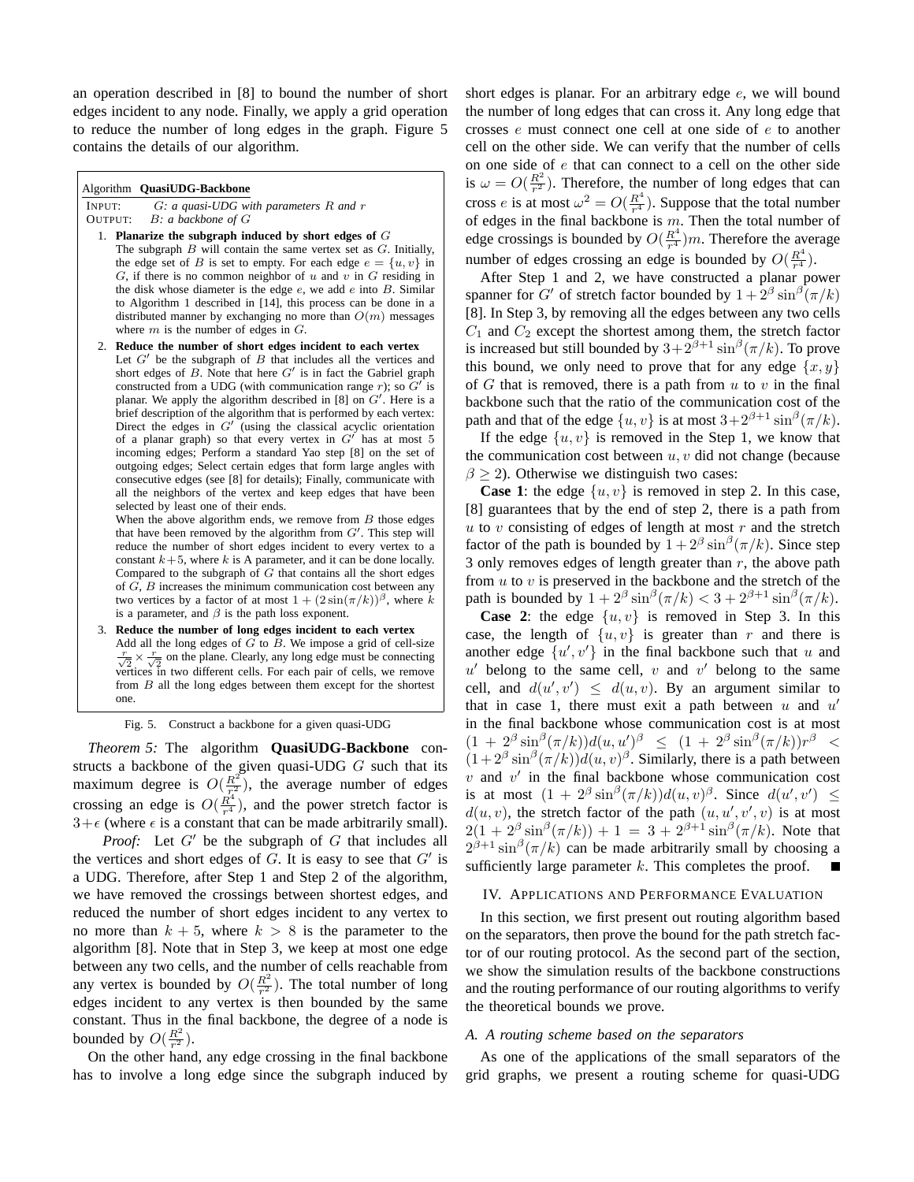an operation described in [8] to bound the number of short edges incident to any node. Finally, we apply a grid operation to reduce the number of long edges in the graph. Figure 5 contains the details of our algorithm.

---

Algorithm **QuasiUDG-Backbone**

INPUT: *$G$: a quasi-UDG with parameters $R$ and $r$*
OUTPUT: *$B$: a backbone of $G$*

1. **Planarize the subgraph induced by short edges of $G$**
   The subgraph $B$ will contain the same vertex set as $G$. Initially, the edge set of $B$ is set to empty. For each edge $e = \{u, v\}$ in $G$, if there is no common neighbor of $u$ and $v$ in $G$ residing in the disk whose diameter is the edge $e$, we add $e$ into $B$. Similar to Algorithm 1 described in [14], this process can be done in a distributed manner by exchanging no more than $O(m)$ messages where $m$ is the number of edges in $G$.
2. **Reduce the number of short edges incident to each vertex**
   Let $G'$ be the subgraph of $B$ that includes all the vertices and short edges of $B$. Note that here $G'$ is in fact the Gabriel graph constructed from a UDG (with communication range $r$); so $G'$ is planar. We apply the algorithm described in [8] on $G'$. Here is a brief description of the algorithm that is performed by each vertex: Direct the edges in $G'$ (using the classical acyclic orientation of a planar graph) so that every vertex in $G'$ has at most 5 incoming edges; Perform a standard Yao step [8] on the set of outgoing edges; Select certain edges that form large angles with consecutive edges (see [8] for details); Finally, communicate with all the neighbors of the vertex and keep edges that have been selected by least one of their ends.
   When the above algorithm ends, we remove from $B$ those edges that have been removed by the algorithm from $G'$. This step will reduce the number of short edges incident to every vertex to a constant $k+5$, where $k$ is A parameter, and it can be done locally. Compared to the subgraph of $G$ that contains all the short edges of $G$, $B$ increases the minimum communication cost between any two vertices by a factor of at most $1 + (2\sin(\pi/k))^\beta$, where $k$ is a parameter, and $\beta$ is the path loss exponent.
3. **Reduce the number of long edges incident to each vertex**
   Add all the long edges of $G$ to $B$. We impose a grid of cell-size $\frac{r}{\sqrt{2}} \times \frac{r}{\sqrt{2}}$ on the plane. Clearly, any long edge must be connecting vertices in two different cells. For each pair of cells, we remove from $B$ all the long edges between them except for the shortest one.

---

Fig. 5. Construct a backbone for a given quasi-UDG

*Theorem 5:* The algorithm **QuasiUDG-Backbone** constructs a backbone of the given quasi-UDG $G$ such that its maximum degree is $O(\frac{R^2}{r^2})$, the average number of edges crossing an edge is $O(\frac{R^4}{r^4})$, and the power stretch factor is $3+\epsilon$ (where $\epsilon$ is a constant that can be made arbitrarily small).

*Proof:* Let $G'$ be the subgraph of $G$ that includes all the vertices and short edges of $G$. It is easy to see that $G'$ is a UDG. Therefore, after Step 1 and Step 2 of the algorithm, we have removed the crossings between shortest edges, and reduced the number of short edges incident to any vertex to no more than $k + 5$, where $k > 8$ is the parameter to the algorithm [8]. Note that in Step 3, we keep at most one edge between any two cells, and the number of cells reachable from any vertex is bounded by $O(\frac{R^2}{r^2})$. The total number of long edges incident to any vertex is then bounded by the same constant. Thus in the final backbone, the degree of a node is bounded by $O(\frac{R^2}{r^2})$.

On the other hand, any edge crossing in the final backbone has to involve a long edge since the subgraph induced by short edges is planar. For an arbitrary edge $e$, we will bound the number of long edges that can cross it. Any long edge that crosses $e$ must connect one cell at one side of $e$ to another cell on the other side. We can verify that the number of cells on one side of $e$ that can connect to a cell on the other side is $\omega = O(\frac{R^2}{r^2})$. Therefore, the number of long edges that can cross $e$ is at most $\omega^2 = O(\frac{R^4}{r^4})$. Suppose that the total number of edges in the final backbone is $m$. Then the total number of edge crossings is bounded by $O(\frac{R^4}{r^4})m$. Therefore the average number of edges crossing an edge is bounded by $O(\frac{R^4}{r^4})$.

After Step 1 and 2, we have constructed a planar power spanner for $G'$ of stretch factor bounded by $1+2^\beta \sin^\beta(\pi/k)$ [8]. In Step 3, by removing all the edges between any two cells $C_1$ and $C_2$ except the shortest among them, the stretch factor is increased but still bounded by $3+2^{\beta+1}\sin^\beta(\pi/k)$. To prove this bound, we only need to prove that for any edge $\{x, y\}$ of $G$ that is removed, there is a path from $u$ to $v$ in the final backbone such that the ratio of the communication cost of the path and that of the edge $\{u, v\}$ is at most $3+2^{\beta+1}\sin^\beta(\pi/k)$.

If the edge $\{u, v\}$ is removed in the Step 1, we know that the communication cost between $u, v$ did not change (because $\beta \geq 2$). Otherwise we distinguish two cases:

**Case 1**: the edge $\{u, v\}$ is removed in step 2. In this case, [8] guarantees that by the end of step 2, there is a path from $u$ to $v$ consisting of edges of length at most $r$ and the stretch factor of the path is bounded by $1 + 2^\beta \sin^\beta(\pi/k)$. Since step 3 only removes edges of length greater than $r$, the above path from $u$ to $v$ is preserved in the backbone and the stretch of the path is bounded by $1 + 2^\beta \sin^\beta(\pi/k) < 3 + 2^{\beta+1}\sin^\beta(\pi/k)$.

**Case 2**: the edge $\{u, v\}$ is removed in Step 3. In this case, the length of $\{u, v\}$ is greater than $r$ and there is another edge $\{u', v'\}$ in the final backbone such that $u$ and $u'$ belong to the same cell, $v$ and $v'$ belong to the same cell, and $d(u', v') \leq d(u, v)$. By an argument similar to that in case 1, there must exit a path between $u$ and $u'$ in the final backbone whose communication cost is at most $(1 + 2^\beta \sin^\beta(\pi/k))d(u, u')^\beta \leq (1 + 2^\beta \sin^\beta(\pi/k))r^\beta < (1+2^\beta \sin^\beta(\pi/k))d(u, v)^\beta$. Similarly, there is a path between $v$ and $v'$ in the final backbone whose communication cost is at most $(1 + 2^\beta \sin^\beta(\pi/k))d(u, v)^\beta$. Since $d(u', v') \leq d(u, v)$, the stretch factor of the path $(u, u', v', v)$ is at most $2(1 + 2^\beta \sin^\beta(\pi/k)) + 1 = 3 + 2^{\beta+1}\sin^\beta(\pi/k)$. Note that $2^{\beta+1}\sin^\beta(\pi/k)$ can be made arbitrarily small by choosing a sufficiently large parameter $k$. This completes the proof. ■

## IV. Applications and Performance Evaluation

In this section, we first present out routing algorithm based on the separators, then prove the bound for the path stretch factor of our routing protocol. As the second part of the section, we show the simulation results of the backbone constructions and the routing performance of our routing algorithms to verify the theoretical bounds we prove.

### *A. A routing scheme based on the separators*

As one of the applications of the small separators of the grid graphs, we present a routing scheme for quasi-UDG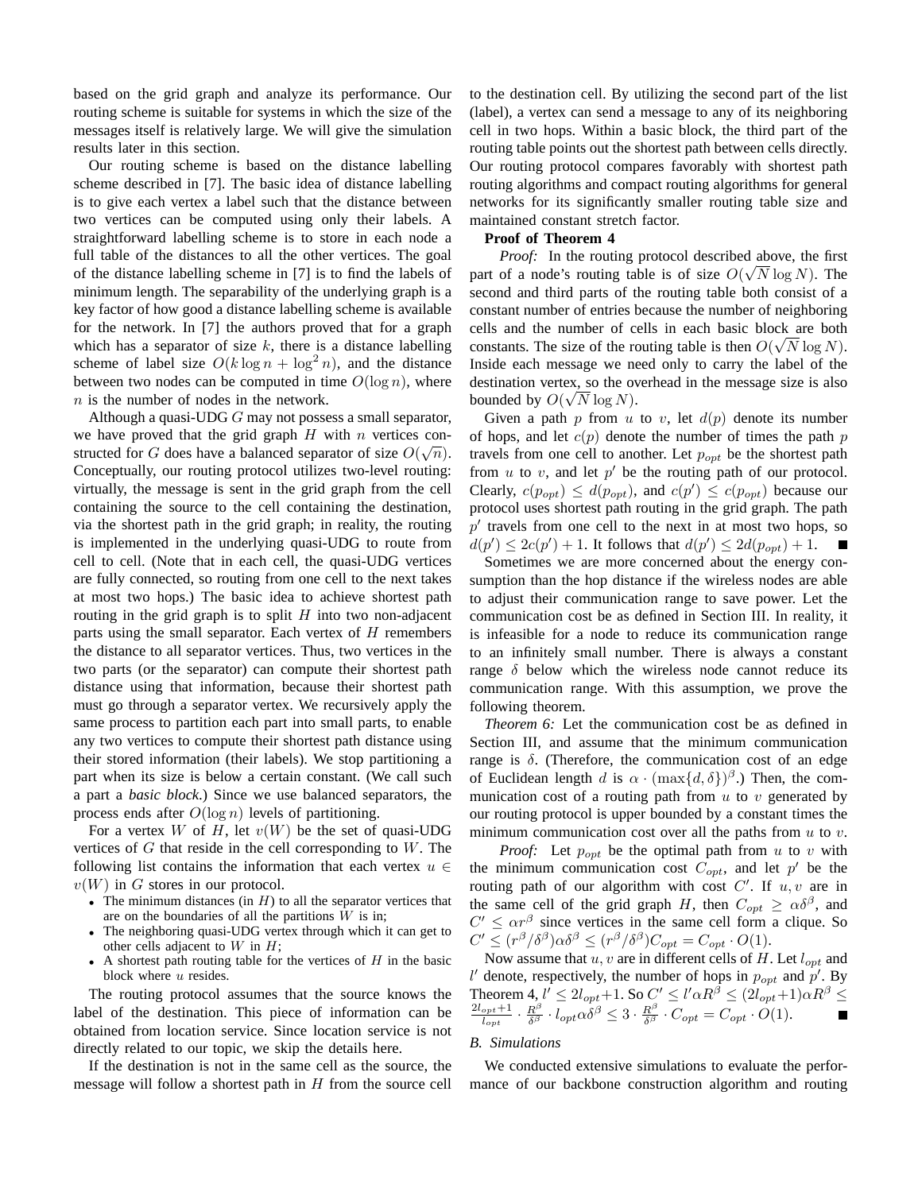based on the grid graph and analyze its performance. Our routing scheme is suitable for systems in which the size of the messages itself is relatively large. We will give the simulation results later in this section.

Our routing scheme is based on the distance labelling scheme described in [7]. The basic idea of distance labelling is to give each vertex a label such that the distance between two vertices can be computed using only their labels. A straightforward labelling scheme is to store in each node a full table of the distances to all the other vertices. The goal of the distance labelling scheme in [7] is to find the labels of minimum length. The separability of the underlying graph is a key factor of how good a distance labelling scheme is available for the network. In [7] the authors proved that for a graph which has a separator of size $k$, there is a distance labelling scheme of label size $O(k \log n + \log^2 n)$, and the distance between two nodes can be computed in time $O(\log n)$, where $n$ is the number of nodes in the network.

Although a quasi-UDG $G$ may not possess a small separator, we have proved that the grid graph $H$ with $n$ vertices constructed for $G$ does have a balanced separator of size $O(\sqrt{n})$. Conceptually, our routing protocol utilizes two-level routing: virtually, the message is sent in the grid graph from the cell containing the source to the cell containing the destination, via the shortest path in the grid graph; in reality, the routing is implemented in the underlying quasi-UDG to route from cell to cell. (Note that in each cell, the quasi-UDG vertices are fully connected, so routing from one cell to the next takes at most two hops.) The basic idea to achieve shortest path routing in the grid graph is to split $H$ into two non-adjacent parts using the small separator. Each vertex of $H$ remembers the distance to all separator vertices. Thus, two vertices in the two parts (or the separator) can compute their shortest path distance using that information, because their shortest path must go through a separator vertex. We recursively apply the same process to partition each part into small parts, to enable any two vertices to compute their shortest path distance using their stored information (their labels). We stop partitioning a part when its size is below a certain constant. (We call such a part a *basic block*.) Since we use balanced separators, the process ends after $O(\log n)$ levels of partitioning.

For a vertex $W$ of $H$, let $v(W)$ be the set of quasi-UDG vertices of $G$ that reside in the cell corresponding to $W$. The following list contains the information that each vertex $u \in v(W)$ in $G$ stores in our protocol.

- The minimum distances (in $H$) to all the separator vertices that are on the boundaries of all the partitions $W$ is in;
- The neighboring quasi-UDG vertex through which it can get to other cells adjacent to $W$ in $H$;
- A shortest path routing table for the vertices of $H$ in the basic block where $u$ resides.

The routing protocol assumes that the source knows the label of the destination. This piece of information can be obtained from location service. Since location service is not directly related to our topic, we skip the details here.

If the destination is not in the same cell as the source, the message will follow a shortest path in $H$ from the source cell to the destination cell. By utilizing the second part of the list (label), a vertex can send a message to any of its neighboring cell in two hops. Within a basic block, the third part of the routing table points out the shortest path between cells directly. Our routing protocol compares favorably with shortest path routing algorithms and compact routing algorithms for general networks for its significantly smaller routing table size and maintained constant stretch factor.

**Proof of Theorem 4**

*Proof:* In the routing protocol described above, the first part of a node's routing table is of size $O(\sqrt{N} \log N)$. The second and third parts of the routing table both consist of a constant number of entries because the number of neighboring cells and the number of cells in each basic block are both constants. The size of the routing table is then $O(\sqrt{N} \log N)$. Inside each message we need only to carry the label of the destination vertex, so the overhead in the message size is also bounded by $O(\sqrt{N} \log N)$.

Given a path $p$ from $u$ to $v$, let $d(p)$ denote its number of hops, and let $c(p)$ denote the number of times the path $p$ travels from one cell to another. Let $p_{opt}$ be the shortest path from $u$ to $v$, and let $p'$ be the routing path of our protocol. Clearly, $c(p_{opt}) \leq d(p_{opt})$, and $c(p') \leq c(p_{opt})$ because our protocol uses shortest path routing in the grid graph. The path $p'$ travels from one cell to the next in at most two hops, so $d(p') \leq 2c(p') + 1$. It follows that $d(p') \leq 2d(p_{opt}) + 1$. ∎

Sometimes we are more concerned about the energy consumption than the hop distance if the wireless nodes are able to adjust their communication range to save power. Let the communication cost be as defined in Section III. In reality, it is infeasible for a node to reduce its communication range to an infinitely small number. There is always a constant range $\delta$ below which the wireless node cannot reduce its communication range. With this assumption, we prove the following theorem.

*Theorem 6:* Let the communication cost be as defined in Section III, and assume that the minimum communication range is $\delta$. (Therefore, the communication cost of an edge of Euclidean length $d$ is $\alpha \cdot (\max\{d, \delta\})^{\beta}$.) Then, the communication cost of a routing path from $u$ to $v$ generated by our routing protocol is upper bounded by a constant times the minimum communication cost over all the paths from $u$ to $v$.

*Proof:* Let $p_{opt}$ be the optimal path from $u$ to $v$ with the minimum communication cost $C_{opt}$, and let $p'$ be the routing path of our algorithm with cost $C'$. If $u, v$ are in the same cell of the grid graph $H$, then $C_{opt} \geq \alpha\delta^{\beta}$, and $C' \leq \alpha r^{\beta}$ since vertices in the same cell form a clique. So $C' \leq (r^{\beta}/\delta^{\beta})\alpha\delta^{\beta} \leq (r^{\beta}/\delta^{\beta})C_{opt} = C_{opt} \cdot O(1)$.

Now assume that $u, v$ are in different cells of $H$. Let $l_{opt}$ and $l'$ denote, respectively, the number of hops in $p_{opt}$ and $p'$. By Theorem 4, $l' \leq 2l_{opt}+1$. So $C' \leq l'\alpha R^{\beta} \leq (2l_{opt}+1)\alpha R^{\beta} \leq \frac{2l_{opt}+1}{l_{opt}} \cdot \frac{R^{\beta}}{\delta^{\beta}} \cdot l_{opt}\alpha\delta^{\beta} \leq 3 \cdot \frac{R^{\beta}}{\delta^{\beta}} \cdot C_{opt} = C_{opt} \cdot O(1)$. ∎

### B. Simulations

We conducted extensive simulations to evaluate the performance of our backbone construction algorithm and routing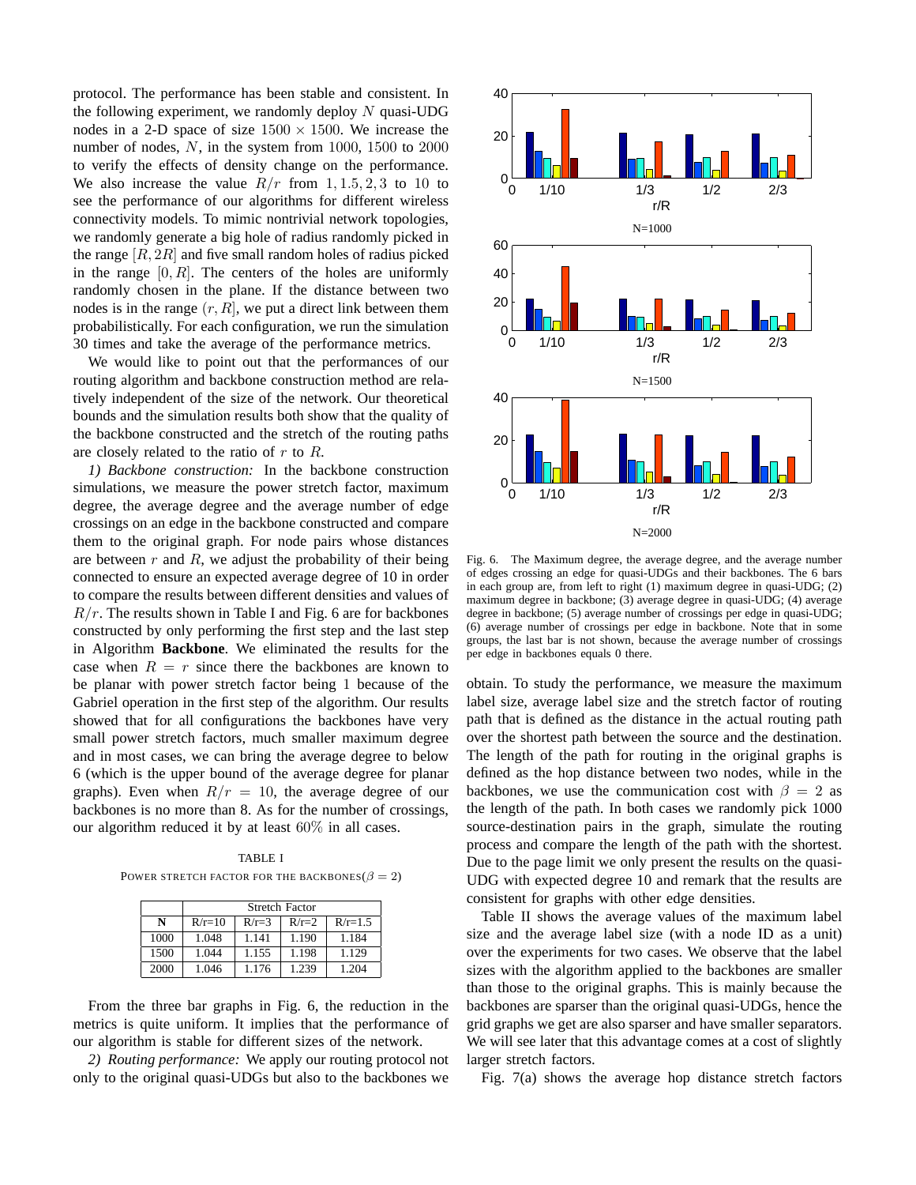protocol. The performance has been stable and consistent. In the following experiment, we randomly deploy $N$ quasi-UDG nodes in a 2-D space of size $1500 \times 1500$. We increase the number of nodes, $N$, in the system from $1000$, $1500$ to $2000$ to verify the effects of density change on the performance. We also increase the value $R/r$ from $1, 1.5, 2, 3$ to $10$ to see the performance of our algorithms for different wireless connectivity models. To mimic nontrivial network topologies, we randomly generate a big hole of radius randomly picked in the range $[R, 2R]$ and five small random holes of radius picked in the range $[0, R]$. The centers of the holes are uniformly randomly chosen in the plane. If the distance between two nodes is in the range $(r, R]$, we put a direct link between them probabilistically. For each configuration, we run the simulation 30 times and take the average of the performance metrics.

We would like to point out that the performances of our routing algorithm and backbone construction method are relatively independent of the size of the network. Our theoretical bounds and the simulation results both show that the quality of the backbone constructed and the stretch of the routing paths are closely related to the ratio of $r$ to $R$.

*1) Backbone construction:* In the backbone construction simulations, we measure the power stretch factor, maximum degree, the average degree and the average number of edge crossings on an edge in the backbone constructed and compare them to the original graph. For node pairs whose distances are between $r$ and $R$, we adjust the probability of their being connected to ensure an expected average degree of 10 in order to compare the results between different densities and values of $R/r$. The results shown in Table I and Fig. 6 are for backbones constructed by only performing the first step and the last step in Algorithm **Backbone**. We eliminated the results for the case when $R = r$ since there the backbones are known to be planar with power stretch factor being 1 because of the Gabriel operation in the first step of the algorithm. Our results showed that for all configurations the backbones have very small power stretch factors, much smaller maximum degree and in most cases, we can bring the average degree to below 6 (which is the upper bound of the average degree for planar graphs). Even when $R/r = 10$, the average degree of our backbones is no more than 8. As for the number of crossings, our algorithm reduced it by at least $60\%$ in all cases.

TABLE I
POWER STRETCH FACTOR FOR THE BACKBONES($\beta = 2$)

| | Stretch Factor | | | |
|---|---|---|---|---|
| **N** | R/r=10 | R/r=3 | R/r=2 | R/r=1.5 |
| 1000 | 1.048 | 1.141 | 1.190 | 1.184 |
| 1500 | 1.044 | 1.155 | 1.198 | 1.129 |
| 2000 | 1.046 | 1.176 | 1.239 | 1.204 |

From the three bar graphs in Fig. 6, the reduction in the metrics is quite uniform. It implies that the performance of our algorithm is stable for different sizes of the network.

*2) Routing performance:* We apply our routing protocol not only to the original quasi-UDGs but also to the backbones we obtain. To study the performance, we measure the maximum label size, average label size and the stretch factor of routing path that is defined as the distance in the actual routing path over the shortest path between the source and the destination. The length of the path for routing in the original graphs is defined as the hop distance between two nodes, while in the backbones, we use the communication cost with $\beta = 2$ as the length of the path. In both cases we randomly pick 1000 source-destination pairs in the graph, simulate the routing process and compare the length of the path with the shortest. Due to the page limit we only present the results on the quasi-UDG with expected degree 10 and remark that the results are consistent for graphs with other edge densities.

Fig. 6. The Maximum degree, the average degree, and the average number of edges crossing an edge for quasi-UDGs and their backbones. The 6 bars in each group are, from left to right (1) maximum degree in quasi-UDG; (2) maximum degree in backbone; (3) average degree in quasi-UDG; (4) average degree in backbone; (5) average number of crossings per edge in quasi-UDG; (6) average number of crossings per edge in backbone. Note that in some groups, the last bar is not shown, because the average number of crossings per edge in backbones equals 0 there.

Table II shows the average values of the maximum label size and the average label size (with a node ID as a unit) over the experiments for two cases. We observe that the label sizes with the algorithm applied to the backbones are smaller than those to the original graphs. This is mainly because the backbones are sparser than the original quasi-UDGs, hence the grid graphs we get are also sparser and have smaller separators. We will see later that this advantage comes at a cost of slightly larger stretch factors.

Fig. 7(a) shows the average hop distance stretch factors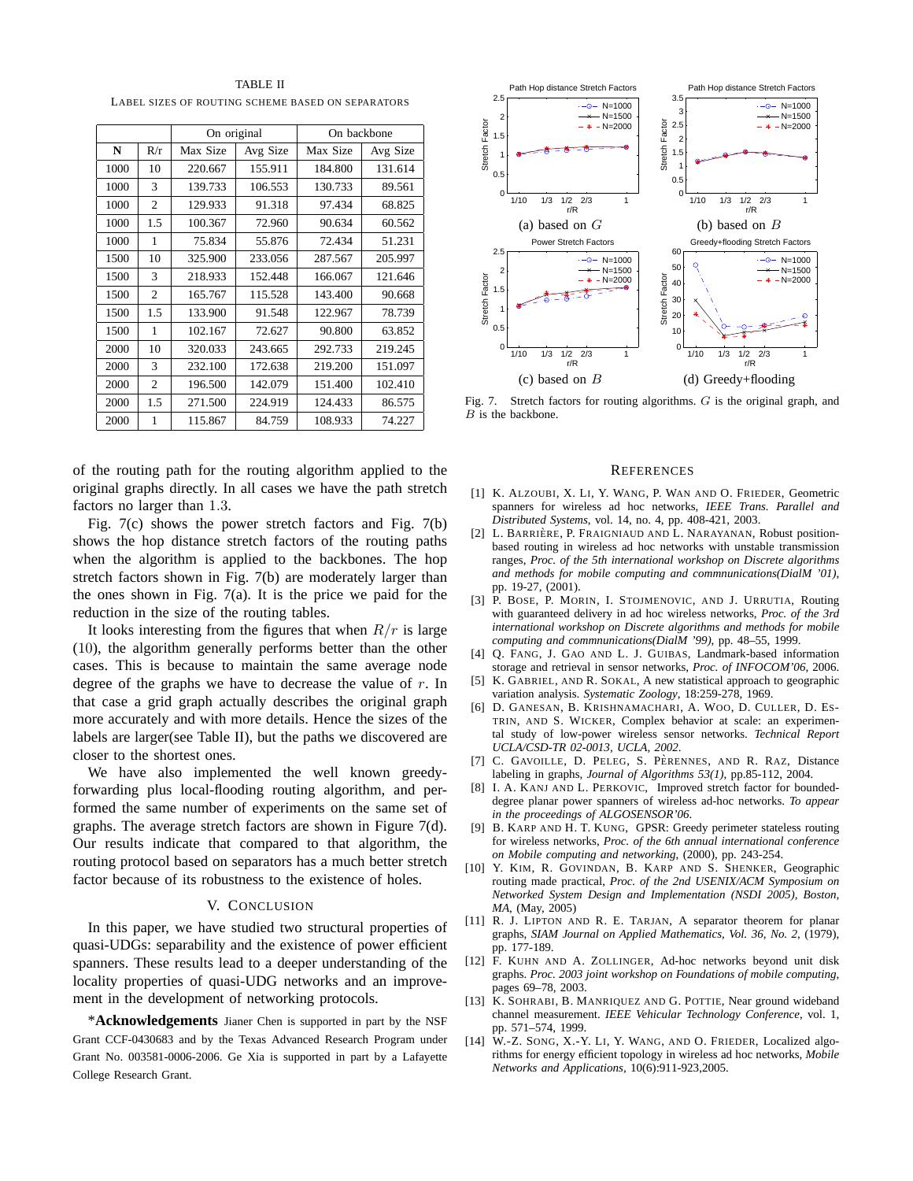TABLE II

LABEL SIZES OF ROUTING SCHEME BASED ON SEPARATORS

| | | On original | | On backbone | |
|---|---|---|---|---|---|
| N | R/r | Max Size | Avg Size | Max Size | Avg Size |
| 1000 | 10 | 220.667 | 155.911 | 184.800 | 131.614 |
| 1000 | 3 | 139.733 | 106.553 | 130.733 | 89.561 |
| 1000 | 2 | 129.933 | 91.318 | 97.434 | 68.825 |
| 1000 | 1.5 | 100.367 | 72.960 | 90.634 | 60.562 |
| 1000 | 1 | 75.834 | 55.876 | 72.434 | 51.231 |
| 1500 | 10 | 325.900 | 233.056 | 287.567 | 205.997 |
| 1500 | 3 | 218.933 | 152.448 | 166.067 | 121.646 |
| 1500 | 2 | 165.767 | 115.528 | 143.400 | 90.668 |
| 1500 | 1.5 | 133.900 | 91.548 | 122.967 | 78.739 |
| 1500 | 1 | 102.167 | 72.627 | 90.800 | 63.852 |
| 2000 | 10 | 320.033 | 243.665 | 292.733 | 219.245 |
| 2000 | 3 | 232.100 | 172.638 | 219.200 | 151.097 |
| 2000 | 2 | 196.500 | 142.079 | 151.400 | 102.410 |
| 2000 | 1.5 | 271.500 | 224.919 | 124.433 | 86.575 |
| 2000 | 1 | 115.867 | 84.759 | 108.933 | 74.227 |

of the routing path for the routing algorithm applied to the original graphs directly. In all cases we have the path stretch factors no larger than 1.3.

Fig. 7(c) shows the power stretch factors and Fig. 7(b) shows the hop distance stretch factors of the routing paths when the algorithm is applied to the backbones. The hop stretch factors shown in Fig. 7(b) are moderately larger than the ones shown in Fig. 7(a). It is the price we paid for the reduction in the size of the routing tables.

It looks interesting from the figures that when $R/r$ is large (10), the algorithm generally performs better than the other cases. This is because to maintain the same average node degree of the graphs we have to decrease the value of $r$. In that case a grid graph actually describes the original graph more accurately and with more details. Hence the sizes of the labels are larger(see Table II), but the paths we discovered are closer to the shortest ones.

We have also implemented the well known greedy-forwarding plus local-flooding routing algorithm, and performed the same number of experiments on the same set of graphs. The average stretch factors are shown in Figure 7(d). Our results indicate that compared to that algorithm, the routing protocol based on separators has a much better stretch factor because of its robustness to the existence of holes.

## V. CONCLUSION

In this paper, we have studied two structural properties of quasi-UDGs: separability and the existence of power efficient spanners. These results lead to a deeper understanding of the locality properties of quasi-UDG networks and an improvement in the development of networking protocols.

\***Acknowledgements** Jianer Chen is supported in part by the NSF Grant CCF-0430683 and by the Texas Advanced Research Program under Grant No. 003581-0006-2006. Ge Xia is supported in part by a Lafayette College Research Grant.

Path Hop distance Stretch Factors

Stretch Factor

N=1000
N=1500
N=2000

r/R

1/10 1/3 1/2 2/3 1

(a) based on $G$

Path Hop distance Stretch Factors

Stretch Factor

N=1000
N=1500
N=2000

r/R

1/10 1/3 1/2 2/3 1

(b) based on $B$

Power Stretch Factors

Stretch Factor

N=1000
N=1500
N=2000

r/R

1/10 1/3 1/2 2/3 1

(c) based on $B$

Greedy+flooding Stretch Factors

Stretch Factor

N=1000
N=1500
N=2000

r/R

1/10 1/3 1/2 2/3 1

(d) Greedy+flooding

Fig. 7. Stretch factors for routing algorithms. $G$ is the original graph, and $B$ is the backbone.

## REFERENCES

[1] K. Alzoubi, X. Li, Y. Wang, P. Wan and O. Frieder, Geometric spanners for wireless ad hoc networks, *IEEE Trans. Parallel and Distributed Systems*, vol. 14, no. 4, pp. 408-421, 2003.

[2] L. Barrière, P. Fraigniaud and L. Narayanan, Robust position-based routing in wireless ad hoc networks with unstable transmission ranges, *Proc. of the 5th international workshop on Discrete algorithms and methods for mobile computing and commnunications(DialM '01)*, pp. 19-27, (2001).

[3] P. Bose, P. Morin, I. Stojmenovic, and J. Urrutia, Routing with guaranteed delivery in ad hoc wireless networks, *Proc. of the 3rd international workshop on Discrete algorithms and methods for mobile computing and commnunications(DialM '99)*, pp. 48–55, 1999.

[4] Q. Fang, J. Gao and L. J. Guibas, Landmark-based information storage and retrieval in sensor networks, *Proc. of INFOCOM'06*, 2006.

[5] K. Gabriel, and R. Sokal, A new statistical approach to geographic variation analysis. *Systematic Zoology*, 18:259-278, 1969.

[6] D. Ganesan, B. Krishnamachari, A. Woo, D. Culler, D. Estrin, and S. Wicker, Complex behavior at scale: an experimental study of low-power wireless sensor networks. *Technical Report UCLA/CSD-TR 02-0013, UCLA, 2002*.

[7] C. Gavoille, D. Peleg, S. Pèrennes, and R. Raz, Distance labeling in graphs, *Journal of Algorithms 53(1)*, pp.85-112, 2004.

[8] I. A. Kanj and L. Perkovic, Improved stretch factor for bounded-degree planar power spanners of wireless ad-hoc networks. *To appear in the proceedings of ALGOSENSOR'06*.

[9] B. Karp and H. T. Kung, GPSR: Greedy perimeter stateless routing for wireless networks, *Proc. of the 6th annual international conference on Mobile computing and networking*, (2000), pp. 243-254.

[10] Y. Kim, R. Govindan, B. Karp and S. Shenker, Geographic routing made practical, *Proc. of the 2nd USENIX/ACM Symposium on Networked System Design and Implementation (NSDI 2005), Boston, MA*, (May, 2005)

[11] R. J. Lipton and R. E. Tarjan, A separator theorem for planar graphs, *SIAM Journal on Applied Mathematics, Vol. 36, No. 2*, (1979), pp. 177-189.

[12] F. Kuhn and A. Zollinger, Ad-hoc networks beyond unit disk graphs. *Proc. 2003 joint workshop on Foundations of mobile computing*, pages 69–78, 2003.

[13] K. Sohrabi, B. Manriquez and G. Pottie, Near ground wideband channel measurement. *IEEE Vehicular Technology Conference*, vol. 1, pp. 571–574, 1999.

[14] W.-Z. Song, X.-Y. Li, Y. Wang, and O. Frieder, Localized algorithms for energy efficient topology in wireless ad hoc networks, *Mobile Networks and Applications*, 10(6):911-923,2005.